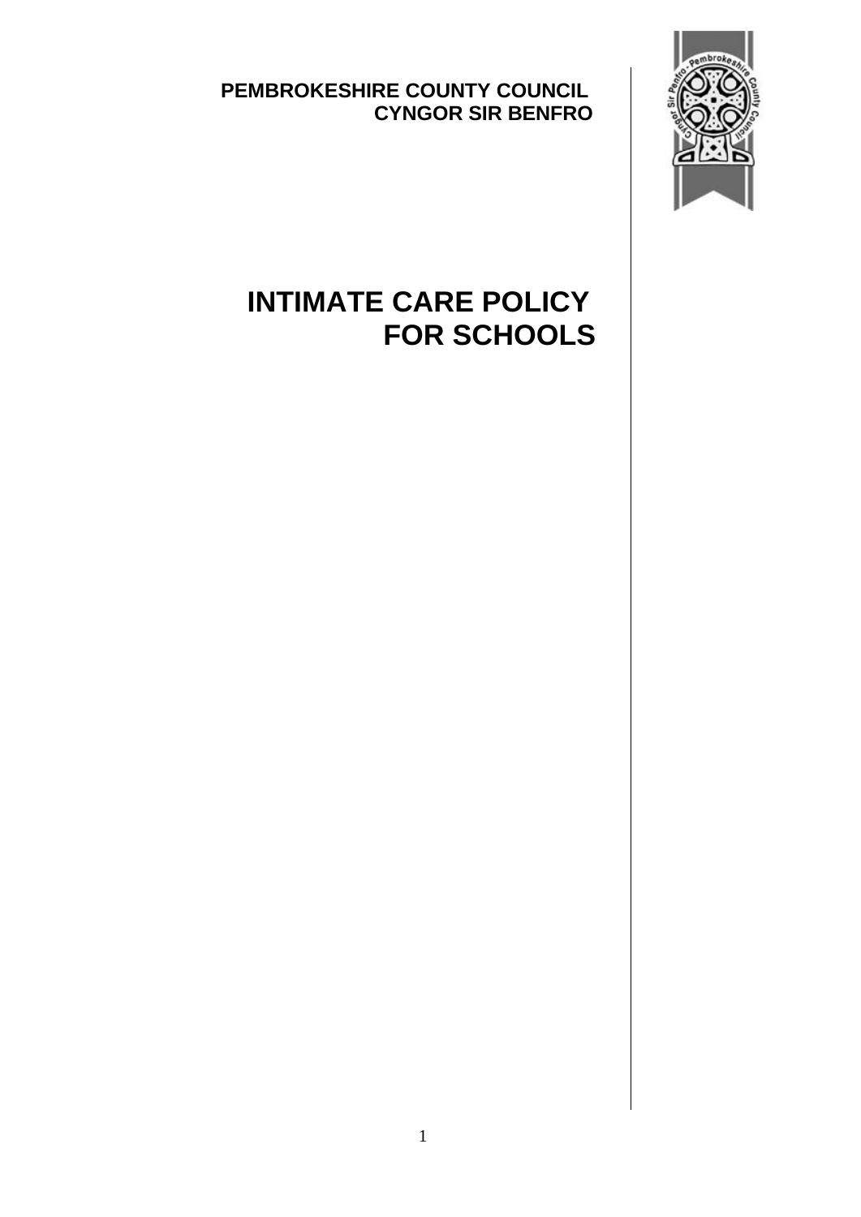**PEMBROKESHIRE COUNTY COUNCIL**
**CYNGOR SIR BENFRO**

# INTIMATE CARE POLICY FOR SCHOOLS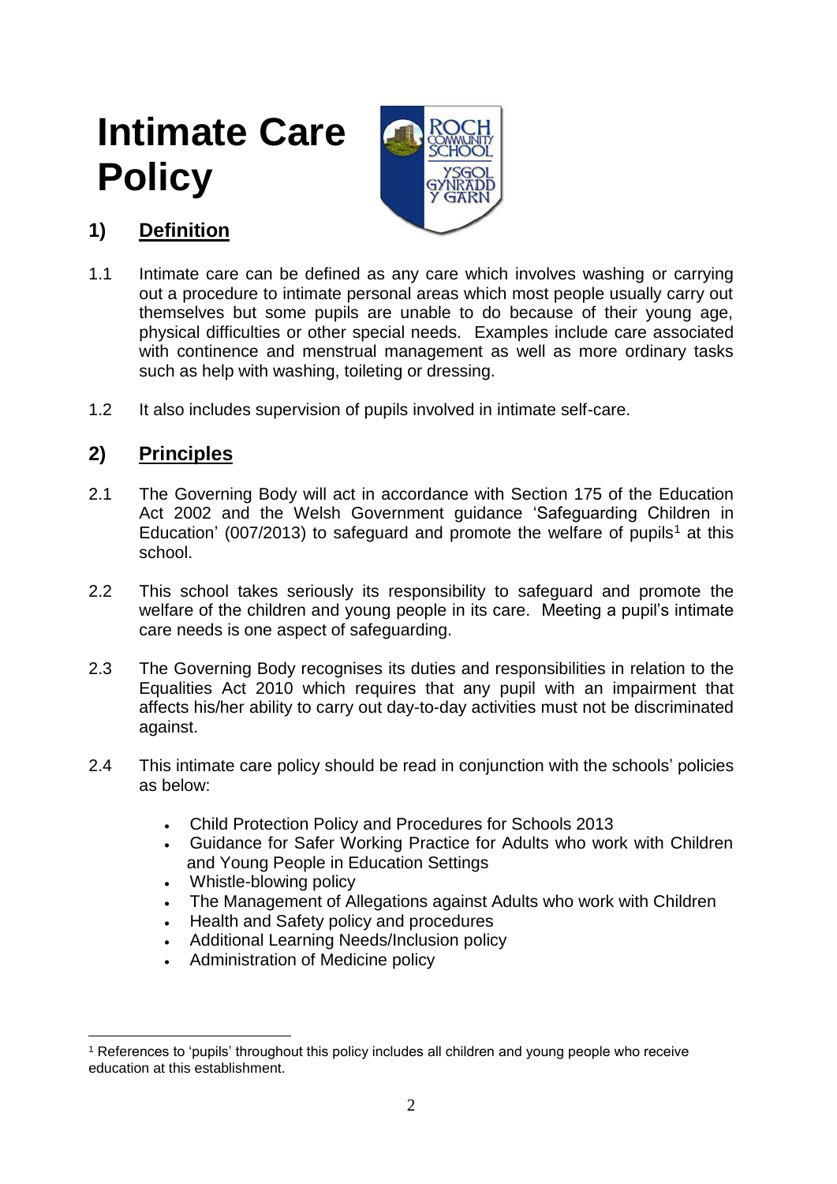# Intimate Care Policy

## 1) Definition

1.1 Intimate care can be defined as any care which involves washing or carrying out a procedure to intimate personal areas which most people usually carry out themselves but some pupils are unable to do because of their young age, physical difficulties or other special needs. Examples include care associated with continence and menstrual management as well as more ordinary tasks such as help with washing, toileting or dressing.

1.2 It also includes supervision of pupils involved in intimate self-care.

## 2) Principles

2.1 The Governing Body will act in accordance with Section 175 of the Education Act 2002 and the Welsh Government guidance 'Safeguarding Children in Education' (007/2013) to safeguard and promote the welfare of pupils[1] at this school.

2.2 This school takes seriously its responsibility to safeguard and promote the welfare of the children and young people in its care. Meeting a pupil's intimate care needs is one aspect of safeguarding.

2.3 The Governing Body recognises its duties and responsibilities in relation to the Equalities Act 2010 which requires that any pupil with an impairment that affects his/her ability to carry out day-to-day activities must not be discriminated against.

2.4 This intimate care policy should be read in conjunction with the schools' policies as below:

- Child Protection Policy and Procedures for Schools 2013
- Guidance for Safer Working Practice for Adults who work with Children and Young People in Education Settings
- Whistle-blowing policy
- The Management of Allegations against Adults who work with Children
- Health and Safety policy and procedures
- Additional Learning Needs/Inclusion policy
- Administration of Medicine policy

[1] References to 'pupils' throughout this policy includes all children and young people who receive education at this establishment.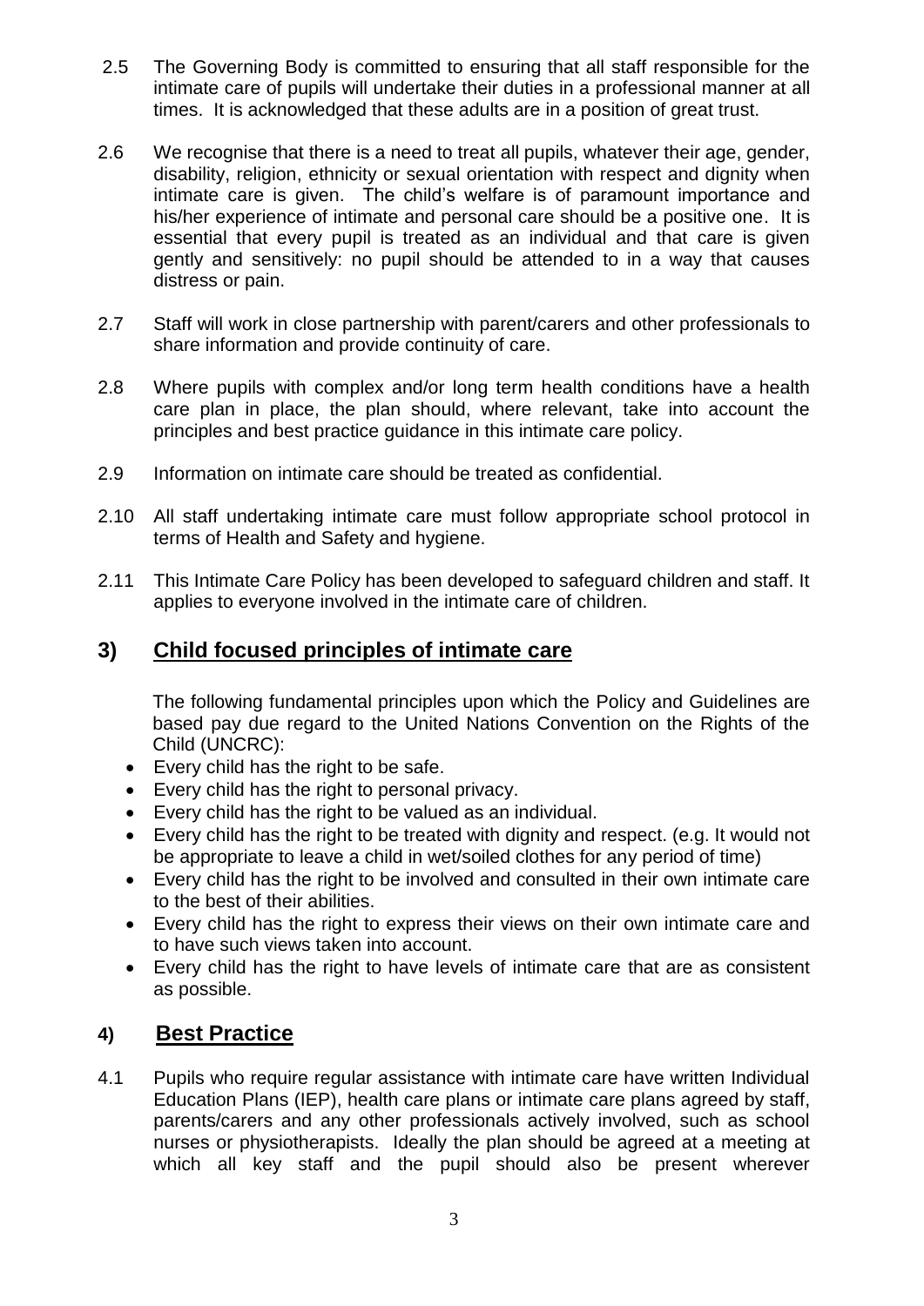2.5 The Governing Body is committed to ensuring that all staff responsible for the intimate care of pupils will undertake their duties in a professional manner at all times. It is acknowledged that these adults are in a position of great trust.

2.6 We recognise that there is a need to treat all pupils, whatever their age, gender, disability, religion, ethnicity or sexual orientation with respect and dignity when intimate care is given. The child's welfare is of paramount importance and his/her experience of intimate and personal care should be a positive one. It is essential that every pupil is treated as an individual and that care is given gently and sensitively: no pupil should be attended to in a way that causes distress or pain.

2.7 Staff will work in close partnership with parent/carers and other professionals to share information and provide continuity of care.

2.8 Where pupils with complex and/or long term health conditions have a health care plan in place, the plan should, where relevant, take into account the principles and best practice guidance in this intimate care policy.

2.9 Information on intimate care should be treated as confidential.

2.10 All staff undertaking intimate care must follow appropriate school protocol in terms of Health and Safety and hygiene.

2.11 This Intimate Care Policy has been developed to safeguard children and staff. It applies to everyone involved in the intimate care of children.

## 3) Child focused principles of intimate care

The following fundamental principles upon which the Policy and Guidelines are based pay due regard to the United Nations Convention on the Rights of the Child (UNCRC):

- Every child has the right to be safe.
- Every child has the right to personal privacy.
- Every child has the right to be valued as an individual.
- Every child has the right to be treated with dignity and respect. (e.g. It would not be appropriate to leave a child in wet/soiled clothes for any period of time)
- Every child has the right to be involved and consulted in their own intimate care to the best of their abilities.
- Every child has the right to express their views on their own intimate care and to have such views taken into account.
- Every child has the right to have levels of intimate care that are as consistent as possible.

## 4) Best Practice

4.1 Pupils who require regular assistance with intimate care have written Individual Education Plans (IEP), health care plans or intimate care plans agreed by staff, parents/carers and any other professionals actively involved, such as school nurses or physiotherapists. Ideally the plan should be agreed at a meeting at which all key staff and the pupil should also be present wherever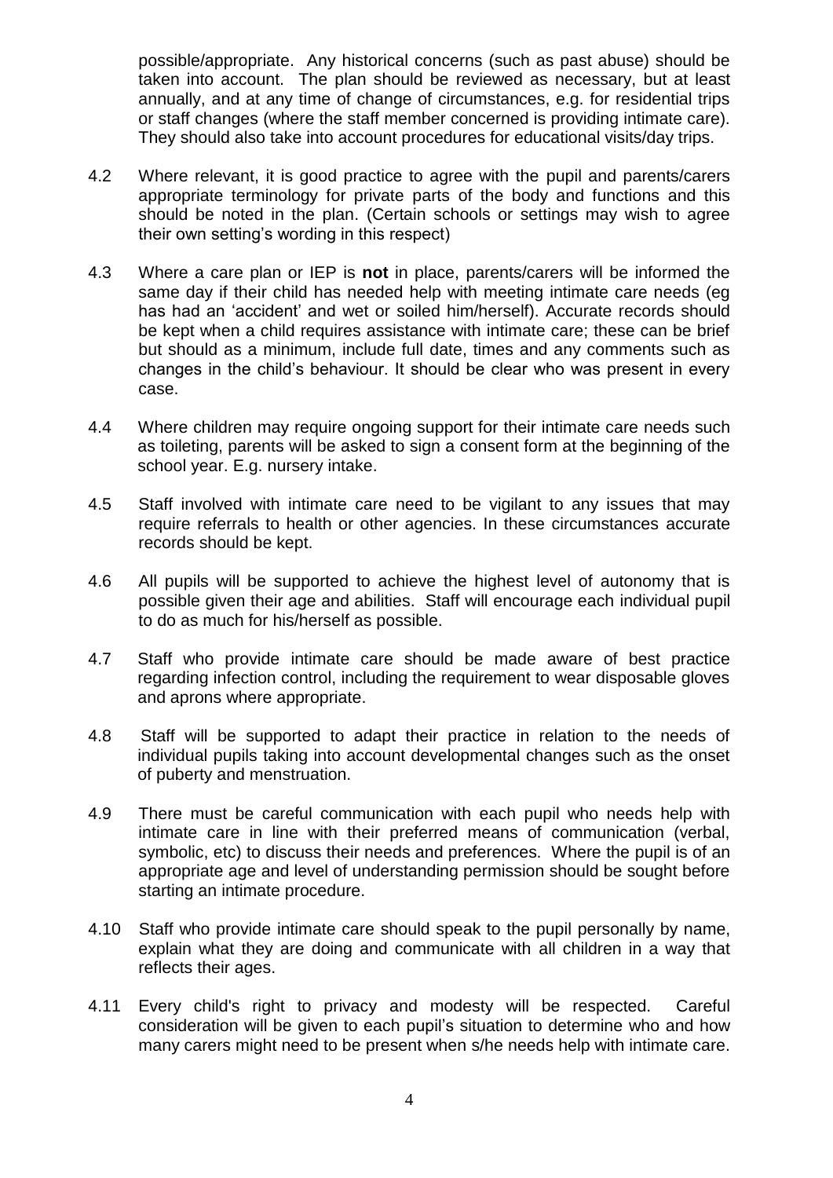possible/appropriate. Any historical concerns (such as past abuse) should be taken into account. The plan should be reviewed as necessary, but at least annually, and at any time of change of circumstances, e.g. for residential trips or staff changes (where the staff member concerned is providing intimate care). They should also take into account procedures for educational visits/day trips.

4.2 Where relevant, it is good practice to agree with the pupil and parents/carers appropriate terminology for private parts of the body and functions and this should be noted in the plan. (Certain schools or settings may wish to agree their own setting's wording in this respect)

4.3 Where a care plan or IEP is **not** in place, parents/carers will be informed the same day if their child has needed help with meeting intimate care needs (eg has had an 'accident' and wet or soiled him/herself). Accurate records should be kept when a child requires assistance with intimate care; these can be brief but should as a minimum, include full date, times and any comments such as changes in the child's behaviour. It should be clear who was present in every case.

4.4 Where children may require ongoing support for their intimate care needs such as toileting, parents will be asked to sign a consent form at the beginning of the school year. E.g. nursery intake.

4.5 Staff involved with intimate care need to be vigilant to any issues that may require referrals to health or other agencies. In these circumstances accurate records should be kept.

4.6 All pupils will be supported to achieve the highest level of autonomy that is possible given their age and abilities. Staff will encourage each individual pupil to do as much for his/herself as possible.

4.7 Staff who provide intimate care should be made aware of best practice regarding infection control, including the requirement to wear disposable gloves and aprons where appropriate.

4.8 Staff will be supported to adapt their practice in relation to the needs of individual pupils taking into account developmental changes such as the onset of puberty and menstruation.

4.9 There must be careful communication with each pupil who needs help with intimate care in line with their preferred means of communication (verbal, symbolic, etc) to discuss their needs and preferences. Where the pupil is of an appropriate age and level of understanding permission should be sought before starting an intimate procedure.

4.10 Staff who provide intimate care should speak to the pupil personally by name, explain what they are doing and communicate with all children in a way that reflects their ages.

4.11 Every child's right to privacy and modesty will be respected. Careful consideration will be given to each pupil's situation to determine who and how many carers might need to be present when s/he needs help with intimate care.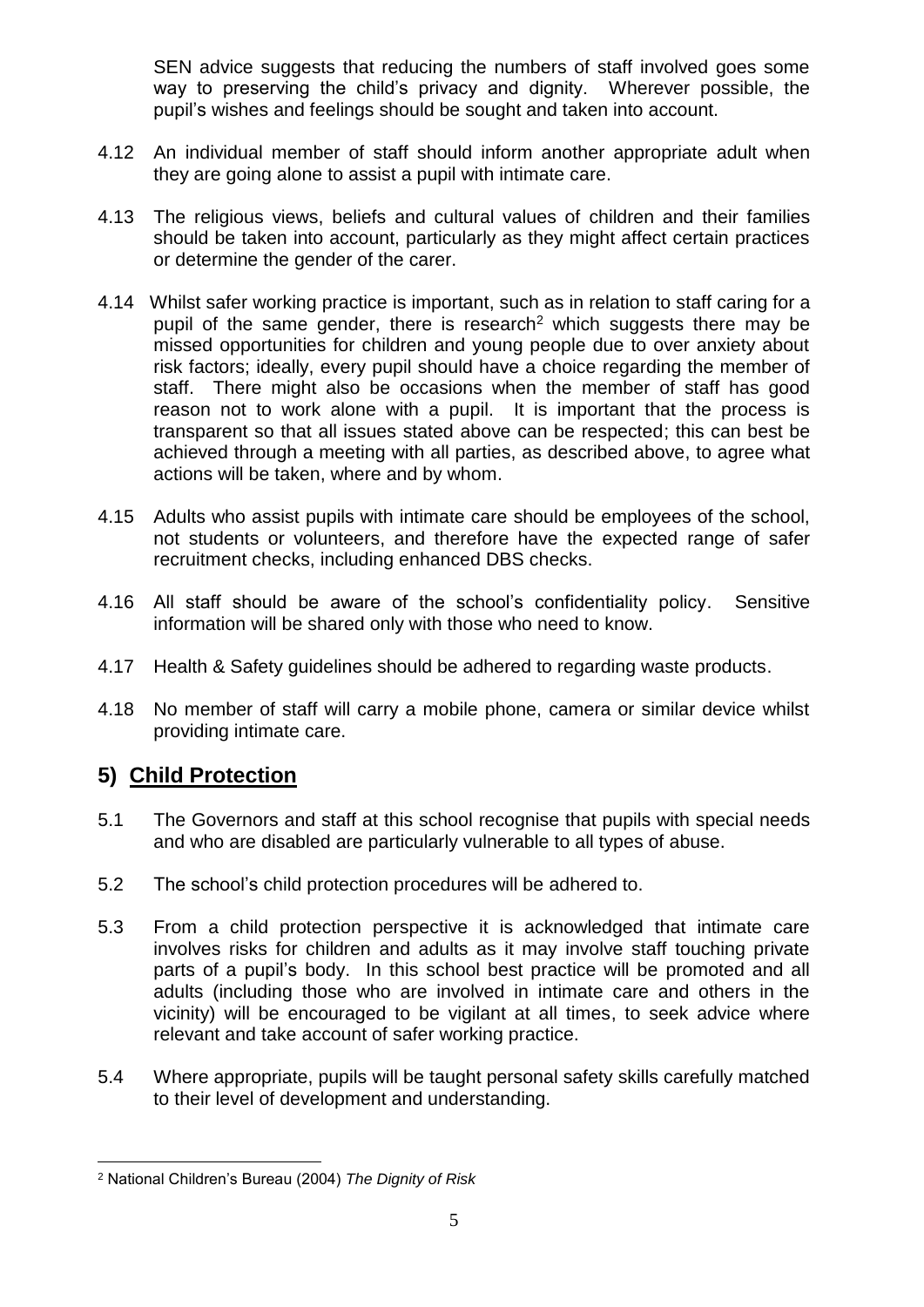SEN advice suggests that reducing the numbers of staff involved goes some way to preserving the child's privacy and dignity. Wherever possible, the pupil's wishes and feelings should be sought and taken into account.

4.12 An individual member of staff should inform another appropriate adult when they are going alone to assist a pupil with intimate care.

4.13 The religious views, beliefs and cultural values of children and their families should be taken into account, particularly as they might affect certain practices or determine the gender of the carer.

4.14 Whilst safer working practice is important, such as in relation to staff caring for a pupil of the same gender, there is research[2] which suggests there may be missed opportunities for children and young people due to over anxiety about risk factors; ideally, every pupil should have a choice regarding the member of staff. There might also be occasions when the member of staff has good reason not to work alone with a pupil. It is important that the process is transparent so that all issues stated above can be respected; this can best be achieved through a meeting with all parties, as described above, to agree what actions will be taken, where and by whom.

4.15 Adults who assist pupils with intimate care should be employees of the school, not students or volunteers, and therefore have the expected range of safer recruitment checks, including enhanced DBS checks.

4.16 All staff should be aware of the school's confidentiality policy. Sensitive information will be shared only with those who need to know.

4.17 Health & Safety guidelines should be adhered to regarding waste products.

4.18 No member of staff will carry a mobile phone, camera or similar device whilst providing intimate care.

## 5) Child Protection

5.1 The Governors and staff at this school recognise that pupils with special needs and who are disabled are particularly vulnerable to all types of abuse.

5.2 The school's child protection procedures will be adhered to.

5.3 From a child protection perspective it is acknowledged that intimate care involves risks for children and adults as it may involve staff touching private parts of a pupil's body. In this school best practice will be promoted and all adults (including those who are involved in intimate care and others in the vicinity) will be encouraged to be vigilant at all times, to seek advice where relevant and take account of safer working practice.

5.4 Where appropriate, pupils will be taught personal safety skills carefully matched to their level of development and understanding.

---

[2] National Children's Bureau (2004) *The Dignity of Risk*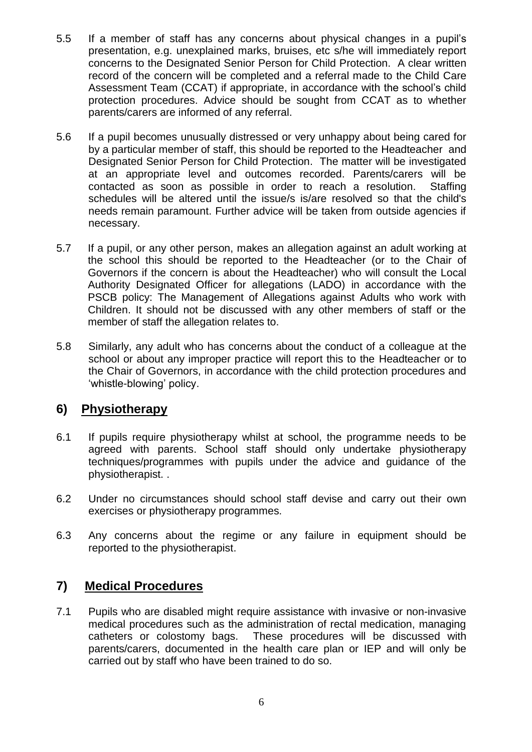5.5 If a member of staff has any concerns about physical changes in a pupil's presentation, e.g. unexplained marks, bruises, etc s/he will immediately report concerns to the Designated Senior Person for Child Protection. A clear written record of the concern will be completed and a referral made to the Child Care Assessment Team (CCAT) if appropriate, in accordance with the school's child protection procedures. Advice should be sought from CCAT as to whether parents/carers are informed of any referral.

5.6 If a pupil becomes unusually distressed or very unhappy about being cared for by a particular member of staff, this should be reported to the Headteacher and Designated Senior Person for Child Protection. The matter will be investigated at an appropriate level and outcomes recorded. Parents/carers will be contacted as soon as possible in order to reach a resolution. Staffing schedules will be altered until the issue/s is/are resolved so that the child's needs remain paramount. Further advice will be taken from outside agencies if necessary.

5.7 If a pupil, or any other person, makes an allegation against an adult working at the school this should be reported to the Headteacher (or to the Chair of Governors if the concern is about the Headteacher) who will consult the Local Authority Designated Officer for allegations (LADO) in accordance with the PSCB policy: The Management of Allegations against Adults who work with Children. It should not be discussed with any other members of staff or the member of staff the allegation relates to.

5.8 Similarly, any adult who has concerns about the conduct of a colleague at the school or about any improper practice will report this to the Headteacher or to the Chair of Governors, in accordance with the child protection procedures and 'whistle-blowing' policy.

## 6) Physiotherapy

6.1 If pupils require physiotherapy whilst at school, the programme needs to be agreed with parents. School staff should only undertake physiotherapy techniques/programmes with pupils under the advice and guidance of the physiotherapist. .

6.2 Under no circumstances should school staff devise and carry out their own exercises or physiotherapy programmes.

6.3 Any concerns about the regime or any failure in equipment should be reported to the physiotherapist.

## 7) Medical Procedures

7.1 Pupils who are disabled might require assistance with invasive or non-invasive medical procedures such as the administration of rectal medication, managing catheters or colostomy bags. These procedures will be discussed with parents/carers, documented in the health care plan or IEP and will only be carried out by staff who have been trained to do so.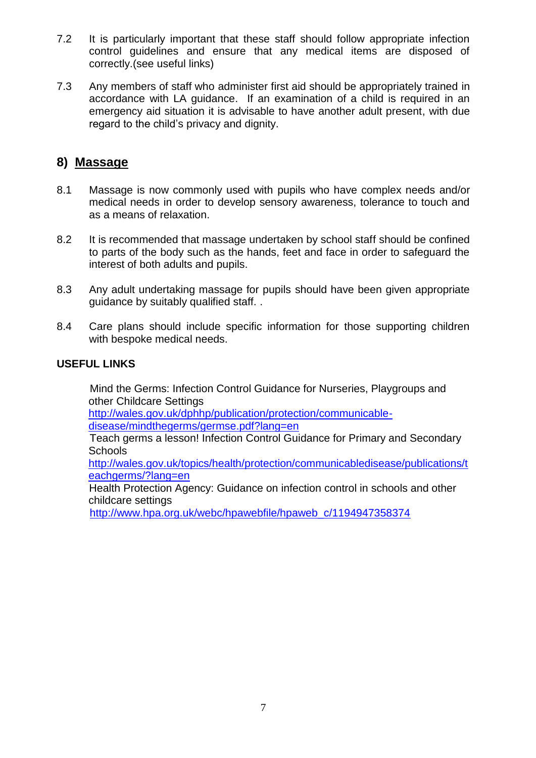7.2 It is particularly important that these staff should follow appropriate infection control guidelines and ensure that any medical items are disposed of correctly.(see useful links)

7.3 Any members of staff who administer first aid should be appropriately trained in accordance with LA guidance. If an examination of a child is required in an emergency aid situation it is advisable to have another adult present, with due regard to the child's privacy and dignity.

## 8) Massage

8.1 Massage is now commonly used with pupils who have complex needs and/or medical needs in order to develop sensory awareness, tolerance to touch and as a means of relaxation.

8.2 It is recommended that massage undertaken by school staff should be confined to parts of the body such as the hands, feet and face in order to safeguard the interest of both adults and pupils.

8.3 Any adult undertaking massage for pupils should have been given appropriate guidance by suitably qualified staff. .

8.4 Care plans should include specific information for those supporting children with bespoke medical needs.

**USEFUL LINKS**

Mind the Germs: Infection Control Guidance for Nurseries, Playgroups and other Childcare Settings
http://wales.gov.uk/dphhp/publication/protection/communicable-disease/mindthegerms/germse.pdf?lang=en
Teach germs a lesson! Infection Control Guidance for Primary and Secondary Schools
http://wales.gov.uk/topics/health/protection/communicabledisease/publications/teachgerms/?lang=en
Health Protection Agency: Guidance on infection control in schools and other childcare settings
http://www.hpa.org.uk/webc/hpawebfile/hpaweb_c/1194947358374